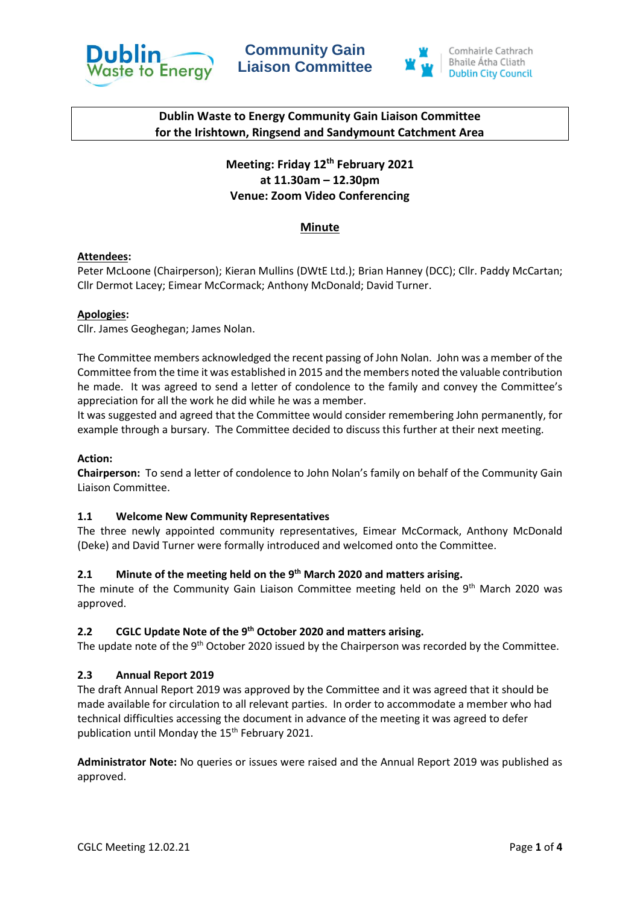Dublin Waste to Energy

# Community Gain Liaison Committee

Comhairle Cathrach Bhaile Átha Cliath
Dublin City Council

**Dublin Waste to Energy Community Gain Liaison Committee for the Irishtown, Ringsend and Sandymount Catchment Area**

**Meeting: Friday 12th February 2021**
**at 11.30am – 12.30pm**
**Venue: Zoom Video Conferencing**

## Minute

**Attendees:**
Peter McLoone (Chairperson); Kieran Mullins (DWtE Ltd.); Brian Hanney (DCC); Cllr. Paddy McCartan; Cllr Dermot Lacey; Eimear McCormack; Anthony McDonald; David Turner.

**Apologies:**
Cllr. James Geoghegan; James Nolan.

The Committee members acknowledged the recent passing of John Nolan. John was a member of the Committee from the time it was established in 2015 and the members noted the valuable contribution he made. It was agreed to send a letter of condolence to the family and convey the Committee's appreciation for all the work he did while he was a member.
It was suggested and agreed that the Committee would consider remembering John permanently, for example through a bursary. The Committee decided to discuss this further at their next meeting.

**Action:**
**Chairperson:** To send a letter of condolence to John Nolan's family on behalf of the Community Gain Liaison Committee.

### 1.1 Welcome New Community Representatives

The three newly appointed community representatives, Eimear McCormack, Anthony McDonald (Deke) and David Turner were formally introduced and welcomed onto the Committee.

### 2.1 Minute of the meeting held on the 9th March 2020 and matters arising.

The minute of the Community Gain Liaison Committee meeting held on the 9th March 2020 was approved.

### 2.2 CGLC Update Note of the 9th October 2020 and matters arising.

The update note of the 9th October 2020 issued by the Chairperson was recorded by the Committee.

### 2.3 Annual Report 2019

The draft Annual Report 2019 was approved by the Committee and it was agreed that it should be made available for circulation to all relevant parties. In order to accommodate a member who had technical difficulties accessing the document in advance of the meeting it was agreed to defer publication until Monday the 15th February 2021.

**Administrator Note:** No queries or issues were raised and the Annual Report 2019 was published as approved.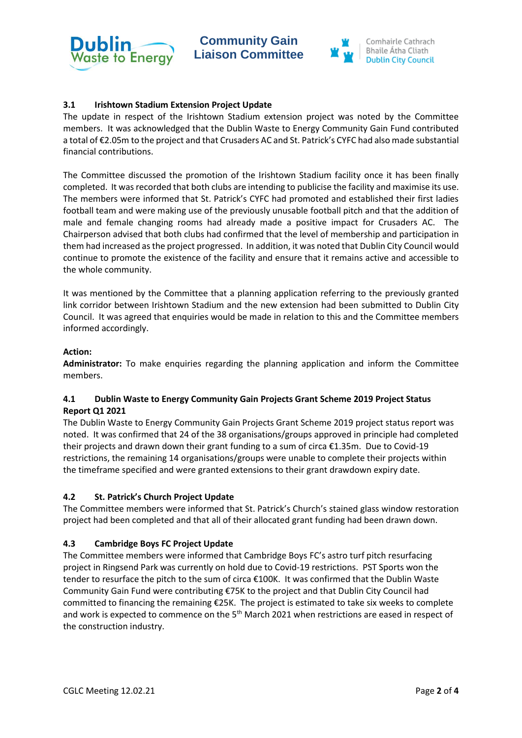### 3.1 Irishtown Stadium Extension Project Update

The update in respect of the Irishtown Stadium extension project was noted by the Committee members. It was acknowledged that the Dublin Waste to Energy Community Gain Fund contributed a total of €2.05m to the project and that Crusaders AC and St. Patrick's CYFC had also made substantial financial contributions.

The Committee discussed the promotion of the Irishtown Stadium facility once it has been finally completed. It was recorded that both clubs are intending to publicise the facility and maximise its use. The members were informed that St. Patrick's CYFC had promoted and established their first ladies football team and were making use of the previously unusable football pitch and that the addition of male and female changing rooms had already made a positive impact for Crusaders AC. The Chairperson advised that both clubs had confirmed that the level of membership and participation in them had increased as the project progressed. In addition, it was noted that Dublin City Council would continue to promote the existence of the facility and ensure that it remains active and accessible to the whole community.

It was mentioned by the Committee that a planning application referring to the previously granted link corridor between Irishtown Stadium and the new extension had been submitted to Dublin City Council. It was agreed that enquiries would be made in relation to this and the Committee members informed accordingly.

**Action:**
**Administrator:** To make enquiries regarding the planning application and inform the Committee members.

### 4.1 Dublin Waste to Energy Community Gain Projects Grant Scheme 2019 Project Status Report Q1 2021

The Dublin Waste to Energy Community Gain Projects Grant Scheme 2019 project status report was noted. It was confirmed that 24 of the 38 organisations/groups approved in principle had completed their projects and drawn down their grant funding to a sum of circa €1.35m. Due to Covid-19 restrictions, the remaining 14 organisations/groups were unable to complete their projects within the timeframe specified and were granted extensions to their grant drawdown expiry date.

### 4.2 St. Patrick's Church Project Update

The Committee members were informed that St. Patrick's Church's stained glass window restoration project had been completed and that all of their allocated grant funding had been drawn down.

### 4.3 Cambridge Boys FC Project Update

The Committee members were informed that Cambridge Boys FC's astro turf pitch resurfacing project in Ringsend Park was currently on hold due to Covid-19 restrictions. PST Sports won the tender to resurface the pitch to the sum of circa €100K. It was confirmed that the Dublin Waste Community Gain Fund were contributing €75K to the project and that Dublin City Council had committed to financing the remaining €25K. The project is estimated to take six weeks to complete and work is expected to commence on the 5th March 2021 when restrictions are eased in respect of the construction industry.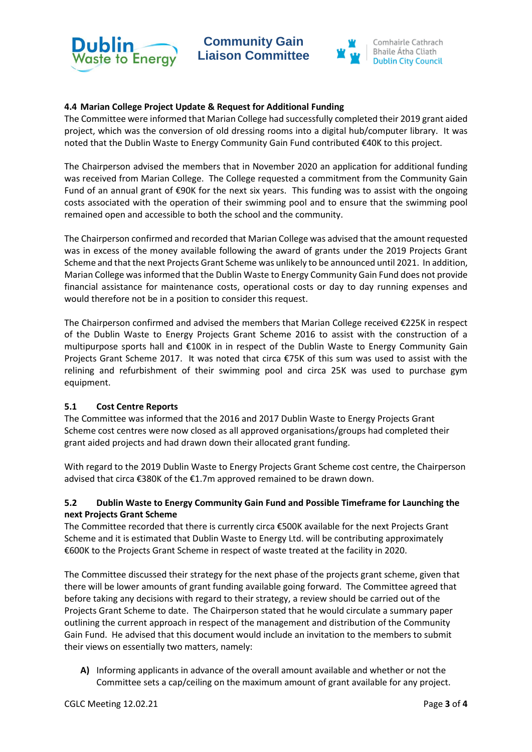#### 4.4 Marian College Project Update & Request for Additional Funding

The Committee were informed that Marian College had successfully completed their 2019 grant aided project, which was the conversion of old dressing rooms into a digital hub/computer library. It was noted that the Dublin Waste to Energy Community Gain Fund contributed €40K to this project.

The Chairperson advised the members that in November 2020 an application for additional funding was received from Marian College. The College requested a commitment from the Community Gain Fund of an annual grant of €90K for the next six years. This funding was to assist with the ongoing costs associated with the operation of their swimming pool and to ensure that the swimming pool remained open and accessible to both the school and the community.

The Chairperson confirmed and recorded that Marian College was advised that the amount requested was in excess of the money available following the award of grants under the 2019 Projects Grant Scheme and that the next Projects Grant Scheme was unlikely to be announced until 2021. In addition, Marian College was informed that the Dublin Waste to Energy Community Gain Fund does not provide financial assistance for maintenance costs, operational costs or day to day running expenses and would therefore not be in a position to consider this request.

The Chairperson confirmed and advised the members that Marian College received €225K in respect of the Dublin Waste to Energy Projects Grant Scheme 2016 to assist with the construction of a multipurpose sports hall and €100K in in respect of the Dublin Waste to Energy Community Gain Projects Grant Scheme 2017. It was noted that circa €75K of this sum was used to assist with the relining and refurbishment of their swimming pool and circa 25K was used to purchase gym equipment.

#### 5.1 Cost Centre Reports

The Committee was informed that the 2016 and 2017 Dublin Waste to Energy Projects Grant Scheme cost centres were now closed as all approved organisations/groups had completed their grant aided projects and had drawn down their allocated grant funding.

With regard to the 2019 Dublin Waste to Energy Projects Grant Scheme cost centre, the Chairperson advised that circa €380K of the €1.7m approved remained to be drawn down.

#### 5.2 Dublin Waste to Energy Community Gain Fund and Possible Timeframe for Launching the next Projects Grant Scheme

The Committee recorded that there is currently circa €500K available for the next Projects Grant Scheme and it is estimated that Dublin Waste to Energy Ltd. will be contributing approximately €600K to the Projects Grant Scheme in respect of waste treated at the facility in 2020.

The Committee discussed their strategy for the next phase of the projects grant scheme, given that there will be lower amounts of grant funding available going forward. The Committee agreed that before taking any decisions with regard to their strategy, a review should be carried out of the Projects Grant Scheme to date. The Chairperson stated that he would circulate a summary paper outlining the current approach in respect of the management and distribution of the Community Gain Fund. He advised that this document would include an invitation to the members to submit their views on essentially two matters, namely:

- **A)** Informing applicants in advance of the overall amount available and whether or not the Committee sets a cap/ceiling on the maximum amount of grant available for any project.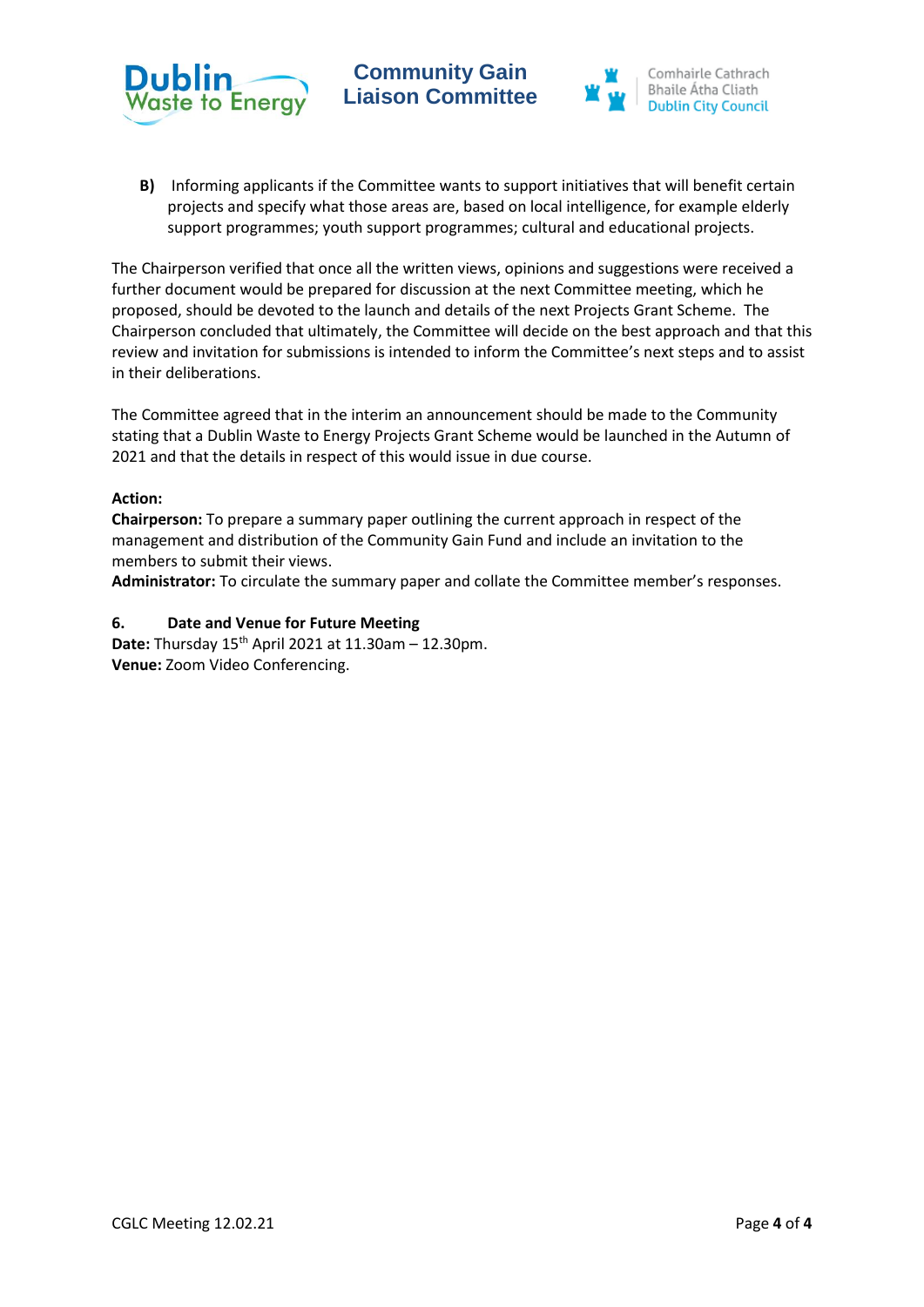**B)** Informing applicants if the Committee wants to support initiatives that will benefit certain projects and specify what those areas are, based on local intelligence, for example elderly support programmes; youth support programmes; cultural and educational projects.

The Chairperson verified that once all the written views, opinions and suggestions were received a further document would be prepared for discussion at the next Committee meeting, which he proposed, should be devoted to the launch and details of the next Projects Grant Scheme. The Chairperson concluded that ultimately, the Committee will decide on the best approach and that this review and invitation for submissions is intended to inform the Committee's next steps and to assist in their deliberations.

The Committee agreed that in the interim an announcement should be made to the Community stating that a Dublin Waste to Energy Projects Grant Scheme would be launched in the Autumn of 2021 and that the details in respect of this would issue in due course.

**Action:**
**Chairperson:** To prepare a summary paper outlining the current approach in respect of the management and distribution of the Community Gain Fund and include an invitation to the members to submit their views.
**Administrator:** To circulate the summary paper and collate the Committee member's responses.

**6. Date and Venue for Future Meeting**
**Date:** Thursday 15th April 2021 at 11.30am – 12.30pm.
**Venue:** Zoom Video Conferencing.